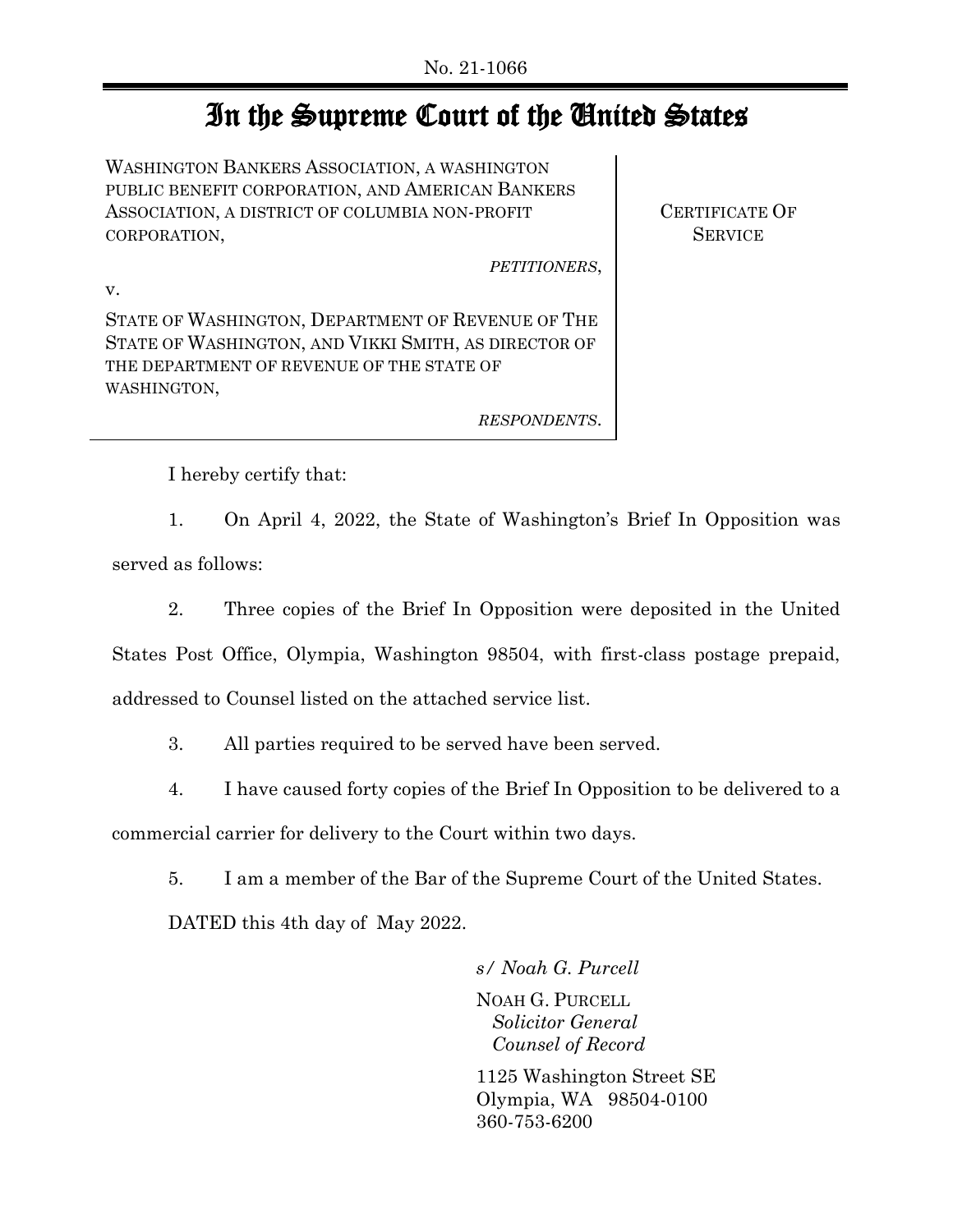No. 21-1066

# In the Supreme Court of the United States

| | |
|---|---|
| WASHINGTON BANKERS ASSOCIATION, A WASHINGTON PUBLIC BENEFIT CORPORATION, AND AMERICAN BANKERS ASSOCIATION, A DISTRICT OF COLUMBIA NON-PROFIT CORPORATION,<br><br>*PETITIONERS*,<br><br>v.<br><br>STATE OF WASHINGTON, DEPARTMENT OF REVENUE OF THE STATE OF WASHINGTON, AND VIKKI SMITH, AS DIRECTOR OF THE DEPARTMENT OF REVENUE OF THE STATE OF WASHINGTON,<br><br>*RESPONDENTS*. | CERTIFICATE OF SERVICE |

I hereby certify that:

1. On April 4, 2022, the State of Washington's Brief In Opposition was served as follows:

2. Three copies of the Brief In Opposition were deposited in the United States Post Office, Olympia, Washington 98504, with first-class postage prepaid, addressed to Counsel listed on the attached service list.

3. All parties required to be served have been served.

4. I have caused forty copies of the Brief In Opposition to be delivered to a commercial carrier for delivery to the Court within two days.

5. I am a member of the Bar of the Supreme Court of the United States.

DATED this 4th day of May 2022.

*s/ Noah G. Purcell*

NOAH G. PURCELL
*Solicitor General*
*Counsel of Record*

1125 Washington Street SE
Olympia, WA 98504-0100
360-753-6200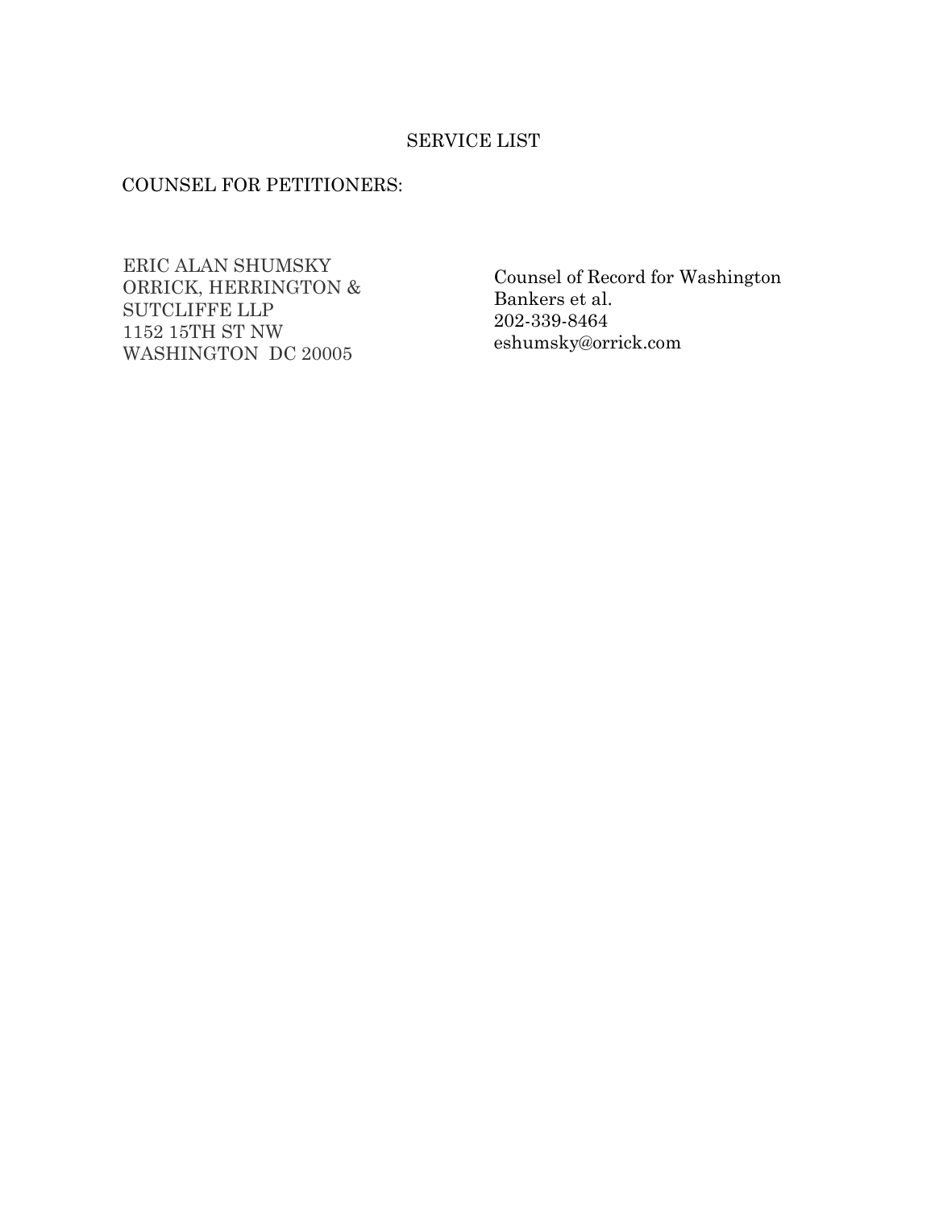SERVICE LIST

COUNSEL FOR PETITIONERS:

ERIC ALAN SHUMSKY
ORRICK, HERRINGTON &
SUTCLIFFE LLP
1152 15TH ST NW
WASHINGTON DC 20005

Counsel of Record for Washington
Bankers et al.
202-339-8464
eshumsky@orrick.com